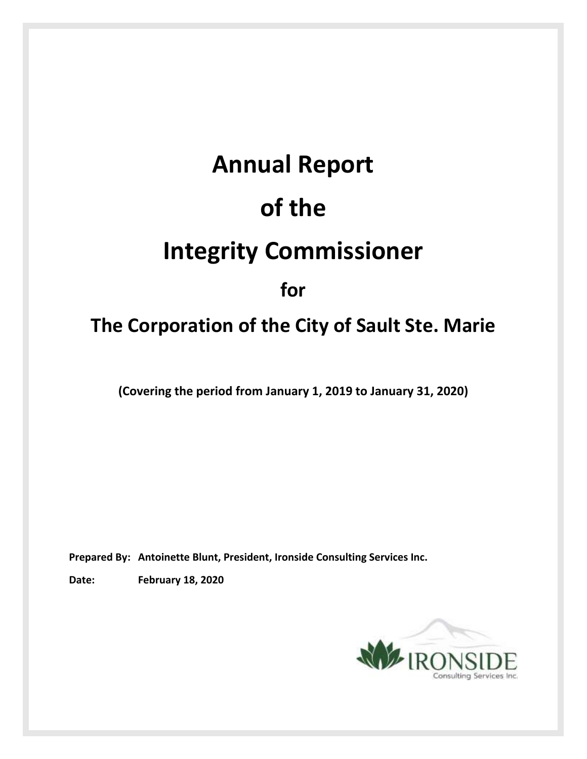# Annual Report

# of the

# Integrity Commissioner

## for

## The Corporation of the City of Sault Ste. Marie

**(Covering the period from January 1, 2019 to January 31, 2020)**

**Prepared By:** **Antoinette Blunt, President, Ironside Consulting Services Inc.**

**Date:** **February 18, 2020**

IRONSIDE
Consulting Services Inc.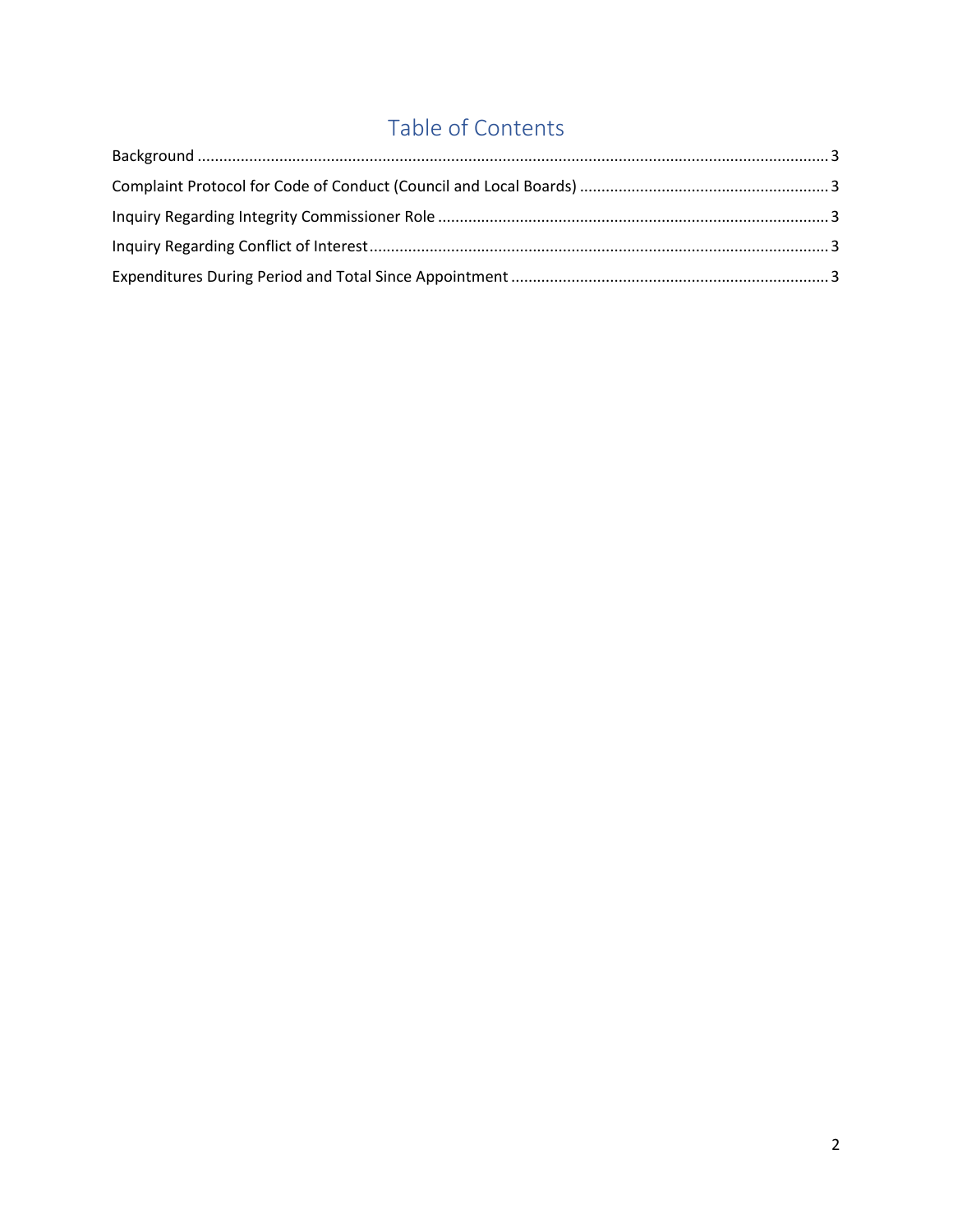# Table of Contents

Background ..................................................................................................................................... 3

Complaint Protocol for Code of Conduct (Council and Local Boards) ........................................................... 3

Inquiry Regarding Integrity Commissioner Role ............................................................................................ 3

Inquiry Regarding Conflict of Interest............................................................................................................ 3

Expenditures During Period and Total Since Appointment ........................................................................... 3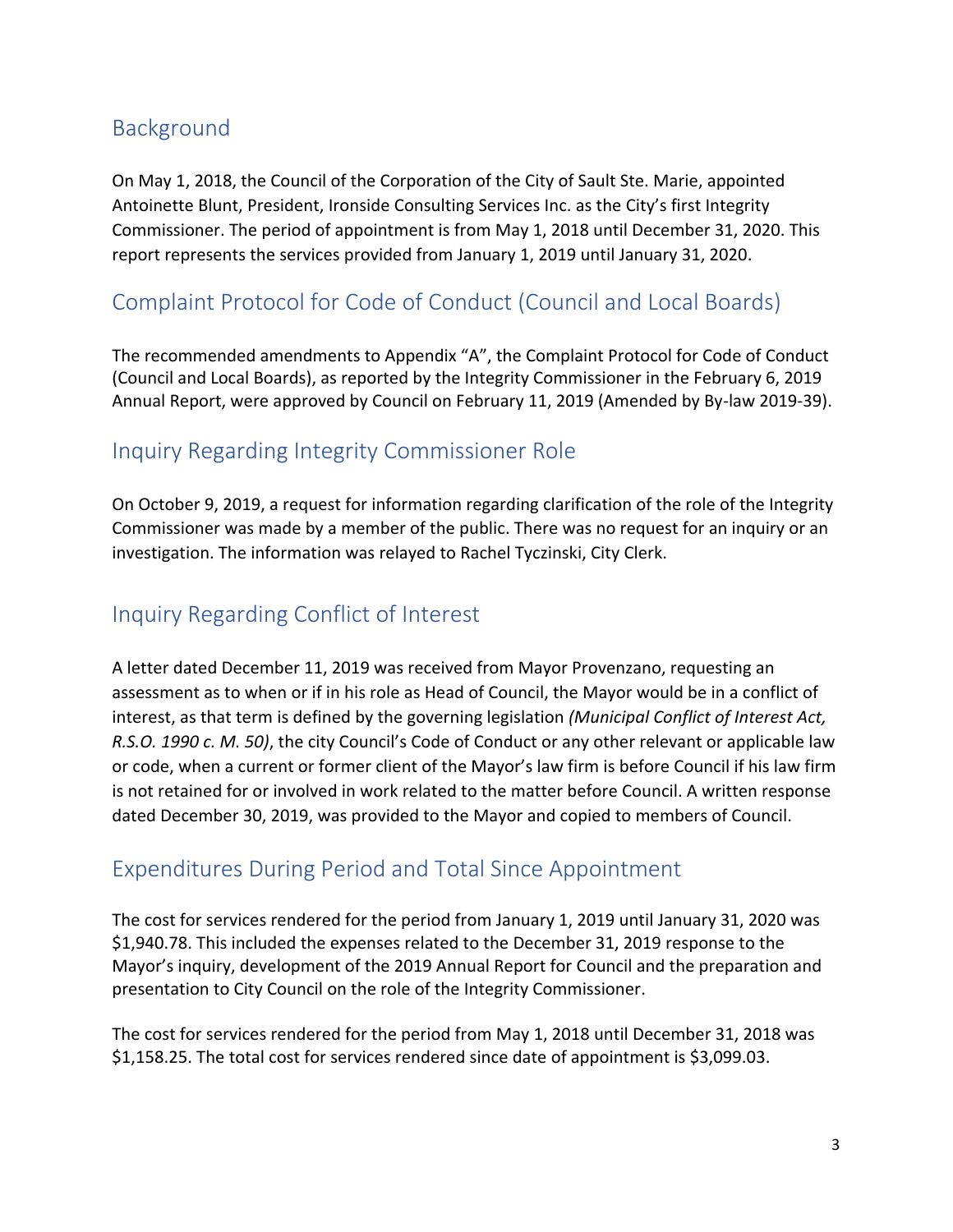## Background

On May 1, 2018, the Council of the Corporation of the City of Sault Ste. Marie, appointed Antoinette Blunt, President, Ironside Consulting Services Inc. as the City's first Integrity Commissioner. The period of appointment is from May 1, 2018 until December 31, 2020. This report represents the services provided from January 1, 2019 until January 31, 2020.

## Complaint Protocol for Code of Conduct (Council and Local Boards)

The recommended amendments to Appendix "A", the Complaint Protocol for Code of Conduct (Council and Local Boards), as reported by the Integrity Commissioner in the February 6, 2019 Annual Report, were approved by Council on February 11, 2019 (Amended by By-law 2019-39).

## Inquiry Regarding Integrity Commissioner Role

On October 9, 2019, a request for information regarding clarification of the role of the Integrity Commissioner was made by a member of the public. There was no request for an inquiry or an investigation. The information was relayed to Rachel Tyczinski, City Clerk.

## Inquiry Regarding Conflict of Interest

A letter dated December 11, 2019 was received from Mayor Provenzano, requesting an assessment as to when or if in his role as Head of Council, the Mayor would be in a conflict of interest, as that term is defined by the governing legislation *(Municipal Conflict of Interest Act, R.S.O. 1990 c. M. 50)*, the city Council's Code of Conduct or any other relevant or applicable law or code, when a current or former client of the Mayor's law firm is before Council if his law firm is not retained for or involved in work related to the matter before Council. A written response dated December 30, 2019, was provided to the Mayor and copied to members of Council.

## Expenditures During Period and Total Since Appointment

The cost for services rendered for the period from January 1, 2019 until January 31, 2020 was $1,940.78. This included the expenses related to the December 31, 2019 response to the Mayor's inquiry, development of the 2019 Annual Report for Council and the preparation and presentation to City Council on the role of the Integrity Commissioner.

The cost for services rendered for the period from May 1, 2018 until December 31, 2018 was $1,158.25. The total cost for services rendered since date of appointment is $3,099.03.